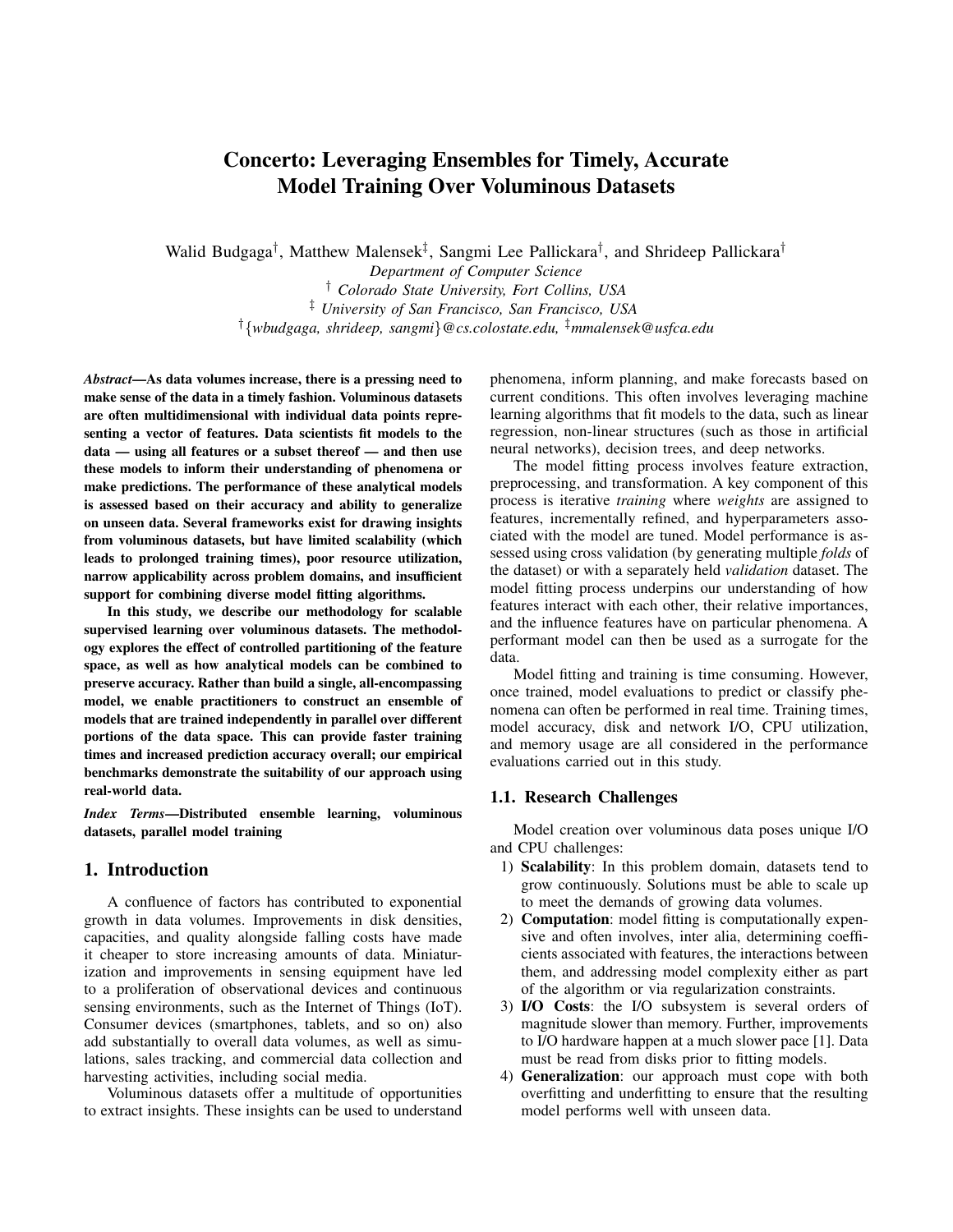# Concerto: Leveraging Ensembles for Timely, Accurate Model Training Over Voluminous Datasets

Walid Budgaga[†], Matthew Malensek[‡], Sangmi Lee Pallickara[†], and Shrideep Pallickara[†]

*Department of Computer Science*

[†] *Colorado State University, Fort Collins, USA*

[‡] *University of San Francisco, San Francisco, USA*

[†]{*wbudgaga, shrideep, sangmi*}*@cs.colostate.edu,* [‡]*mmalensek@usfca.edu*

***Abstract*—As data volumes increase, there is a pressing need to make sense of the data in a timely fashion. Voluminous datasets are often multidimensional with individual data points representing a vector of features. Data scientists fit models to the data — using all features or a subset thereof — and then use these models to inform their understanding of phenomena or make predictions. The performance of these analytical models is assessed based on their accuracy and ability to generalize on unseen data. Several frameworks exist for drawing insights from voluminous datasets, but have limited scalability (which leads to prolonged training times), poor resource utilization, narrow applicability across problem domains, and insufficient support for combining diverse model fitting algorithms.**

**In this study, we describe our methodology for scalable supervised learning over voluminous datasets. The methodology explores the effect of controlled partitioning of the feature space, as well as how analytical models can be combined to preserve accuracy. Rather than build a single, all-encompassing model, we enable practitioners to construct an ensemble of models that are trained independently in parallel over different portions of the data space. This can provide faster training times and increased prediction accuracy overall; our empirical benchmarks demonstrate the suitability of our approach using real-world data.**

***Index Terms*—Distributed ensemble learning, voluminous datasets, parallel model training**

## 1. Introduction

A confluence of factors has contributed to exponential growth in data volumes. Improvements in disk densities, capacities, and quality alongside falling costs have made it cheaper to store increasing amounts of data. Miniaturization and improvements in sensing equipment have led to a proliferation of observational devices and continuous sensing environments, such as the Internet of Things (IoT). Consumer devices (smartphones, tablets, and so on) also add substantially to overall data volumes, as well as simulations, sales tracking, and commercial data collection and harvesting activities, including social media.

Voluminous datasets offer a multitude of opportunities to extract insights. These insights can be used to understand phenomena, inform planning, and make forecasts based on current conditions. This often involves leveraging machine learning algorithms that fit models to the data, such as linear regression, non-linear structures (such as those in artificial neural networks), decision trees, and deep networks.

The model fitting process involves feature extraction, preprocessing, and transformation. A key component of this process is iterative *training* where *weights* are assigned to features, incrementally refined, and hyperparameters associated with the model are tuned. Model performance is assessed using cross validation (by generating multiple *folds* of the dataset) or with a separately held *validation* dataset. The model fitting process underpins our understanding of how features interact with each other, their relative importances, and the influence features have on particular phenomena. A performant model can then be used as a surrogate for the data.

Model fitting and training is time consuming. However, once trained, model evaluations to predict or classify phenomena can often be performed in real time. Training times, model accuracy, disk and network I/O, CPU utilization, and memory usage are all considered in the performance evaluations carried out in this study.

### 1.1. Research Challenges

Model creation over voluminous data poses unique I/O and CPU challenges:

1) **Scalability**: In this problem domain, datasets tend to grow continuously. Solutions must be able to scale up to meet the demands of growing data volumes.
2) **Computation**: model fitting is computationally expensive and often involves, inter alia, determining coefficients associated with features, the interactions between them, and addressing model complexity either as part of the algorithm or via regularization constraints.
3) **I/O Costs**: the I/O subsystem is several orders of magnitude slower than memory. Further, improvements to I/O hardware happen at a much slower pace [1]. Data must be read from disks prior to fitting models.
4) **Generalization**: our approach must cope with both overfitting and underfitting to ensure that the resulting model performs well with unseen data.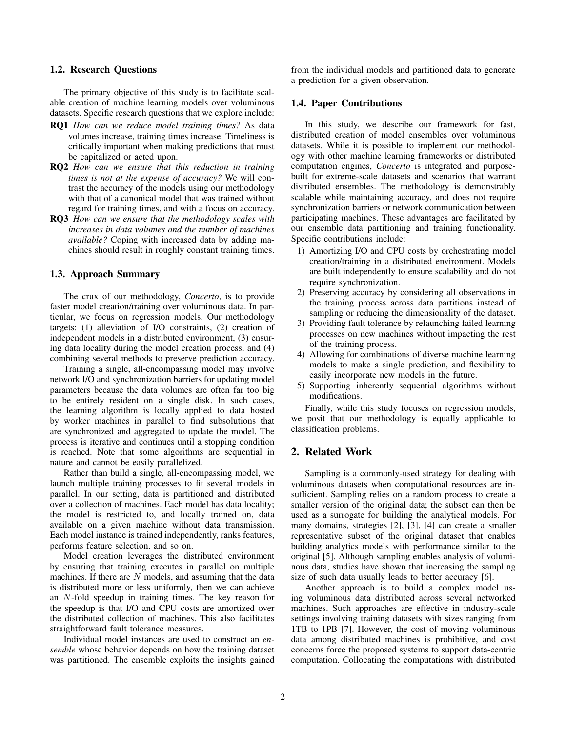### 1.2. Research Questions

The primary objective of this study is to facilitate scalable creation of machine learning models over voluminous datasets. Specific research questions that we explore include:

**RQ1** *How can we reduce model training times?* As data volumes increase, training times increase. Timeliness is critically important when making predictions that must be capitalized or acted upon.

**RQ2** *How can we ensure that this reduction in training times is not at the expense of accuracy?* We will contrast the accuracy of the models using our methodology with that of a canonical model that was trained without regard for training times, and with a focus on accuracy.

**RQ3** *How can we ensure that the methodology scales with increases in data volumes and the number of machines available?* Coping with increased data by adding machines should result in roughly constant training times.

### 1.3. Approach Summary

The crux of our methodology, *Concerto*, is to provide faster model creation/training over voluminous data. In particular, we focus on regression models. Our methodology targets: (1) alleviation of I/O constraints, (2) creation of independent models in a distributed environment, (3) ensuring data locality during the model creation process, and (4) combining several methods to preserve prediction accuracy.

Training a single, all-encompassing model may involve network I/O and synchronization barriers for updating model parameters because the data volumes are often far too big to be entirely resident on a single disk. In such cases, the learning algorithm is locally applied to data hosted by worker machines in parallel to find subsolutions that are synchronized and aggregated to update the model. The process is iterative and continues until a stopping condition is reached. Note that some algorithms are sequential in nature and cannot be easily parallelized.

Rather than build a single, all-encompassing model, we launch multiple training processes to fit several models in parallel. In our setting, data is partitioned and distributed over a collection of machines. Each model has data locality; the model is restricted to, and locally trained on, data available on a given machine without data transmission. Each model instance is trained independently, ranks features, performs feature selection, and so on.

Model creation leverages the distributed environment by ensuring that training executes in parallel on multiple machines. If there are $N$ models, and assuming that the data is distributed more or less uniformly, then we can achieve an $N$-fold speedup in training times. The key reason for the speedup is that I/O and CPU costs are amortized over the distributed collection of machines. This also facilitates straightforward fault tolerance measures.

Individual model instances are used to construct an *ensemble* whose behavior depends on how the training dataset was partitioned. The ensemble exploits the insights gained from the individual models and partitioned data to generate a prediction for a given observation.

### 1.4. Paper Contributions

In this study, we describe our framework for fast, distributed creation of model ensembles over voluminous datasets. While it is possible to implement our methodology with other machine learning frameworks or distributed computation engines, *Concerto* is integrated and purpose-built for extreme-scale datasets and scenarios that warrant distributed ensembles. The methodology is demonstrably scalable while maintaining accuracy, and does not require synchronization barriers or network communication between participating machines. These advantages are facilitated by our ensemble data partitioning and training functionality. Specific contributions include:

1) Amortizing I/O and CPU costs by orchestrating model creation/training in a distributed environment. Models are built independently to ensure scalability and do not require synchronization.
2) Preserving accuracy by considering all observations in the training process across data partitions instead of sampling or reducing the dimensionality of the dataset.
3) Providing fault tolerance by relaunching failed learning processes on new machines without impacting the rest of the training process.
4) Allowing for combinations of diverse machine learning models to make a single prediction, and flexibility to easily incorporate new models in the future.
5) Supporting inherently sequential algorithms without modifications.

Finally, while this study focuses on regression models, we posit that our methodology is equally applicable to classification problems.

## 2. Related Work

Sampling is a commonly-used strategy for dealing with voluminous datasets when computational resources are insufficient. Sampling relies on a random process to create a smaller version of the original data; the subset can then be used as a surrogate for building the analytical models. For many domains, strategies [2], [3], [4] can create a smaller representative subset of the original dataset that enables building analytics models with performance similar to the original [5]. Although sampling enables analysis of voluminous data, studies have shown that increasing the sampling size of such data usually leads to better accuracy [6].

Another approach is to build a complex model using voluminous data distributed across several networked machines. Such approaches are effective in industry-scale settings involving training datasets with sizes ranging from 1TB to 1PB [7]. However, the cost of moving voluminous data among distributed machines is prohibitive, and cost concerns force the proposed systems to support data-centric computation. Collocating the computations with distributed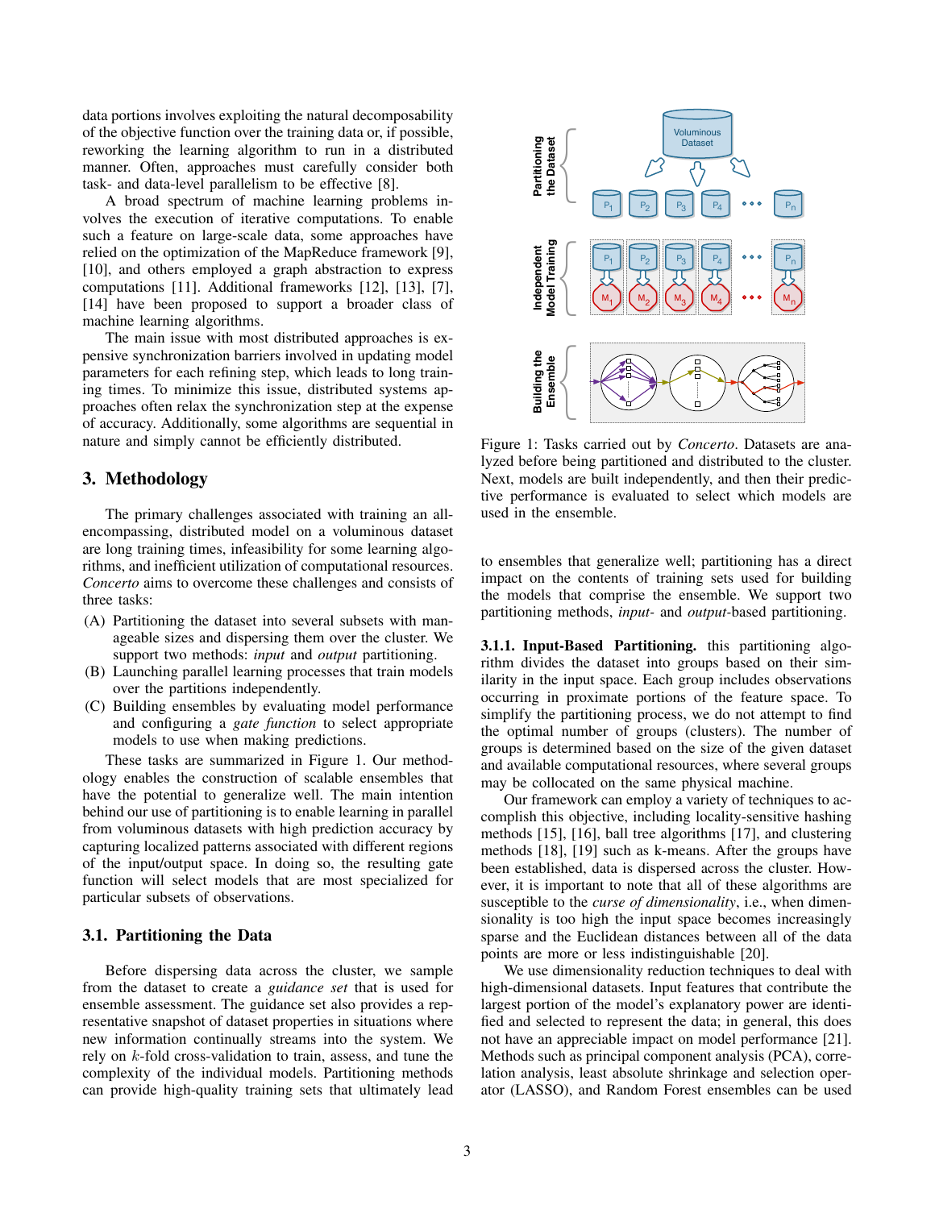data portions involves exploiting the natural decomposability of the objective function over the training data or, if possible, reworking the learning algorithm to run in a distributed manner. Often, approaches must carefully consider both task- and data-level parallelism to be effective [8].

A broad spectrum of machine learning problems involves the execution of iterative computations. To enable such a feature on large-scale data, some approaches have relied on the optimization of the MapReduce framework [9], [10], and others employed a graph abstraction to express computations [11]. Additional frameworks [12], [13], [7], [14] have been proposed to support a broader class of machine learning algorithms.

The main issue with most distributed approaches is expensive synchronization barriers involved in updating model parameters for each refining step, which leads to long training times. To minimize this issue, distributed systems approaches often relax the synchronization step at the expense of accuracy. Additionally, some algorithms are sequential in nature and simply cannot be efficiently distributed.

## 3. Methodology

The primary challenges associated with training an all-encompassing, distributed model on a voluminous dataset are long training times, infeasibility for some learning algorithms, and inefficient utilization of computational resources. *Concerto* aims to overcome these challenges and consists of three tasks:

(A) Partitioning the dataset into several subsets with manageable sizes and dispersing them over the cluster. We support two methods: *input* and *output* partitioning.
(B) Launching parallel learning processes that train models over the partitions independently.
(C) Building ensembles by evaluating model performance and configuring a *gate function* to select appropriate models to use when making predictions.

These tasks are summarized in Figure 1. Our methodology enables the construction of scalable ensembles that have the potential to generalize well. The main intention behind our use of partitioning is to enable learning in parallel from voluminous datasets with high prediction accuracy by capturing localized patterns associated with different regions of the input/output space. In doing so, the resulting gate function will select models that are most specialized for particular subsets of observations.

### 3.1. Partitioning the Data

Before dispersing data across the cluster, we sample from the dataset to create a *guidance set* that is used for ensemble assessment. The guidance set also provides a representative snapshot of dataset properties in situations where new information continually streams into the system. We rely on $k$-fold cross-validation to train, assess, and tune the complexity of the individual models. Partitioning methods can provide high-quality training sets that ultimately lead

Figure 1: Tasks carried out by *Concerto*. Datasets are analyzed before being partitioned and distributed to the cluster. Next, models are built independently, and then their predictive performance is evaluated to select which models are used in the ensemble.

to ensembles that generalize well; partitioning has a direct impact on the contents of training sets used for building the models that comprise the ensemble. We support two partitioning methods, *input*- and *output*-based partitioning.

**3.1.1. Input-Based Partitioning.** this partitioning algorithm divides the dataset into groups based on their similarity in the input space. Each group includes observations occurring in proximate portions of the feature space. To simplify the partitioning process, we do not attempt to find the optimal number of groups (clusters). The number of groups is determined based on the size of the given dataset and available computational resources, where several groups may be collocated on the same physical machine.

Our framework can employ a variety of techniques to accomplish this objective, including locality-sensitive hashing methods [15], [16], ball tree algorithms [17], and clustering methods [18], [19] such as k-means. After the groups have been established, data is dispersed across the cluster. However, it is important to note that all of these algorithms are susceptible to the *curse of dimensionality*, i.e., when dimensionality is too high the input space becomes increasingly sparse and the Euclidean distances between all of the data points are more or less indistinguishable [20].

We use dimensionality reduction techniques to deal with high-dimensional datasets. Input features that contribute the largest portion of the model's explanatory power are identified and selected to represent the data; in general, this does not have an appreciable impact on model performance [21]. Methods such as principal component analysis (PCA), correlation analysis, least absolute shrinkage and selection operator (LASSO), and Random Forest ensembles can be used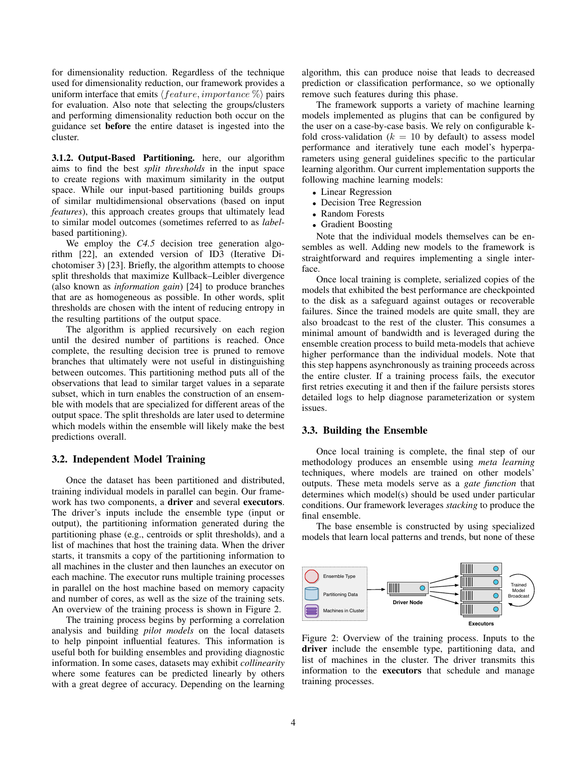for dimensionality reduction. Regardless of the technique used for dimensionality reduction, our framework provides a uniform interface that emits $\langle feature, importance\,\% \rangle$ pairs for evaluation. Also note that selecting the groups/clusters and performing dimensionality reduction both occur on the guidance set **before** the entire dataset is ingested into the cluster.

**3.1.2. Output-Based Partitioning.** here, our algorithm aims to find the best *split thresholds* in the input space to create regions with maximum similarity in the output space. While our input-based partitioning builds groups of similar multidimensional observations (based on input *features*), this approach creates groups that ultimately lead to similar model outcomes (sometimes referred to as *label*-based partitioning).

We employ the *C4.5* decision tree generation algorithm [22], an extended version of ID3 (Iterative Dichotomiser 3) [23]. Briefly, the algorithm attempts to choose split thresholds that maximize Kullback–Leibler divergence (also known as *information gain*) [24] to produce branches that are as homogeneous as possible. In other words, split thresholds are chosen with the intent of reducing entropy in the resulting partitions of the output space.

The algorithm is applied recursively on each region until the desired number of partitions is reached. Once complete, the resulting decision tree is pruned to remove branches that ultimately were not useful in distinguishing between outcomes. This partitioning method puts all of the observations that lead to similar target values in a separate subset, which in turn enables the construction of an ensemble with models that are specialized for different areas of the output space. The split thresholds are later used to determine which models within the ensemble will likely make the best predictions overall.

## 3.2. Independent Model Training

Once the dataset has been partitioned and distributed, training individual models in parallel can begin. Our framework has two components, a **driver** and several **executors**. The driver's inputs include the ensemble type (input or output), the partitioning information generated during the partitioning phase (e.g., centroids or split thresholds), and a list of machines that host the training data. When the driver starts, it transmits a copy of the partitioning information to all machines in the cluster and then launches an executor on each machine. The executor runs multiple training processes in parallel on the host machine based on memory capacity and number of cores, as well as the size of the training sets. An overview of the training process is shown in Figure 2.

The training process begins by performing a correlation analysis and building *pilot models* on the local datasets to help pinpoint influential features. This information is useful both for building ensembles and providing diagnostic information. In some cases, datasets may exhibit *collinearity* where some features can be predicted linearly by others with a great degree of accuracy. Depending on the learning algorithm, this can produce noise that leads to decreased prediction or classification performance, so we optionally remove such features during this phase.

The framework supports a variety of machine learning models implemented as plugins that can be configured by the user on a case-by-case basis. We rely on configurable k-fold cross-validation ($k = 10$ by default) to assess model performance and iteratively tune each model's hyperparameters using general guidelines specific to the particular learning algorithm. Our current implementation supports the following machine learning models:

- Linear Regression
- Decision Tree Regression
- Random Forests
- Gradient Boosting

Note that the individual models themselves can be ensembles as well. Adding new models to the framework is straightforward and requires implementing a single interface.

Once local training is complete, serialized copies of the models that exhibited the best performance are checkpointed to the disk as a safeguard against outages or recoverable failures. Since the trained models are quite small, they are also broadcast to the rest of the cluster. This consumes a minimal amount of bandwidth and is leveraged during the ensemble creation process to build meta-models that achieve higher performance than the individual models. Note that this step happens asynchronously as training proceeds across the entire cluster. If a training process fails, the executor first retries executing it and then if the failure persists stores detailed logs to help diagnose parameterization or system issues.

## 3.3. Building the Ensemble

Once local training is complete, the final step of our methodology produces an ensemble using *meta learning* techniques, where models are trained on other models' outputs. These meta models serve as a *gate function* that determines which model(s) should be used under particular conditions. Our framework leverages *stacking* to produce the final ensemble.

The base ensemble is constructed by using specialized models that learn local patterns and trends, but none of these

Figure 2: Overview of the training process. Inputs to the **driver** include the ensemble type, partitioning data, and list of machines in the cluster. The driver transmits this information to the **executors** that schedule and manage training processes.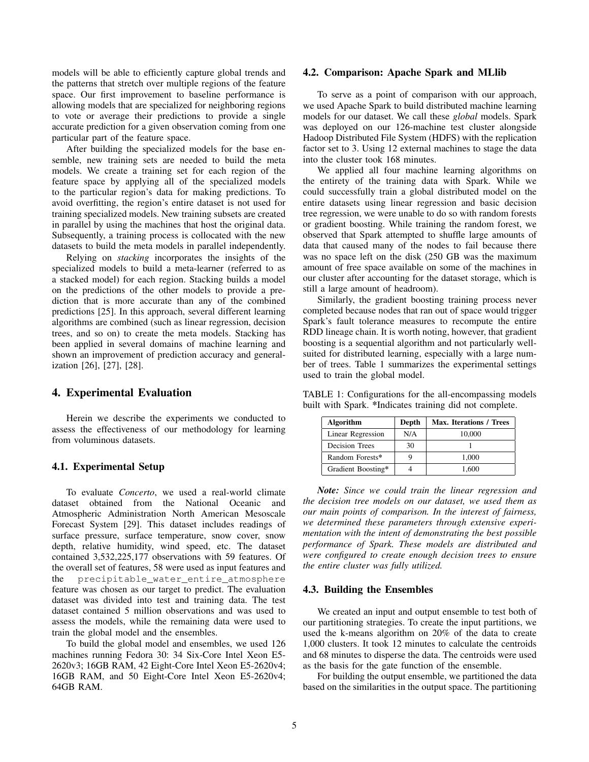models will be able to efficiently capture global trends and the patterns that stretch over multiple regions of the feature space. Our first improvement to baseline performance is allowing models that are specialized for neighboring regions to vote or average their predictions to provide a single accurate prediction for a given observation coming from one particular part of the feature space.

After building the specialized models for the base ensemble, new training sets are needed to build the meta models. We create a training set for each region of the feature space by applying all of the specialized models to the particular region's data for making predictions. To avoid overfitting, the region's entire dataset is not used for training specialized models. New training subsets are created in parallel by using the machines that host the original data. Subsequently, a training process is collocated with the new datasets to build the meta models in parallel independently.

Relying on *stacking* incorporates the insights of the specialized models to build a meta-learner (referred to as a stacked model) for each region. Stacking builds a model on the predictions of the other models to provide a prediction that is more accurate than any of the combined predictions [25]. In this approach, several different learning algorithms are combined (such as linear regression, decision trees, and so on) to create the meta models. Stacking has been applied in several domains of machine learning and shown an improvement of prediction accuracy and generalization [26], [27], [28].

## 4. Experimental Evaluation

Herein we describe the experiments we conducted to assess the effectiveness of our methodology for learning from voluminous datasets.

### 4.1. Experimental Setup

To evaluate *Concerto*, we used a real-world climate dataset obtained from the National Oceanic and Atmospheric Administration North American Mesoscale Forecast System [29]. This dataset includes readings of surface pressure, surface temperature, snow cover, snow depth, relative humidity, wind speed, etc. The dataset contained 3,532,225,177 observations with 59 features. Of the overall set of features, 58 were used as input features and the `precipitable_water_entire_atmosphere` feature was chosen as our target to predict. The evaluation dataset was divided into test and training data. The test dataset contained 5 million observations and was used to assess the models, while the remaining data were used to train the global model and the ensembles.

To build the global model and ensembles, we used 126 machines running Fedora 30: 34 Six-Core Intel Xeon E5-2620v3; 16GB RAM, 42 Eight-Core Intel Xeon E5-2620v4; 16GB RAM, and 50 Eight-Core Intel Xeon E5-2620v4; 64GB RAM.

### 4.2. Comparison: Apache Spark and MLlib

To serve as a point of comparison with our approach, we used Apache Spark to build distributed machine learning models for our dataset. We call these *global* models. Spark was deployed on our 126-machine test cluster alongside Hadoop Distributed File System (HDFS) with the replication factor set to 3. Using 12 external machines to stage the data into the cluster took 168 minutes.

We applied all four machine learning algorithms on the entirety of the training data with Spark. While we could successfully train a global distributed model on the entire datasets using linear regression and basic decision tree regression, we were unable to do so with random forests or gradient boosting. While training the random forest, we observed that Spark attempted to shuffle large amounts of data that caused many of the nodes to fail because there was no space left on the disk (250 GB was the maximum amount of free space available on some of the machines in our cluster after accounting for the dataset storage, which is still a large amount of headroom).

Similarly, the gradient boosting training process never completed because nodes that ran out of space would trigger Spark's fault tolerance measures to recompute the entire RDD lineage chain. It is worth noting, however, that gradient boosting is a sequential algorithm and not particularly well-suited for distributed learning, especially with a large number of trees. Table 1 summarizes the experimental settings used to train the global model.

TABLE 1: Configurations for the all-encompassing models built with Spark. *Indicates training did not complete.

| Algorithm | Depth | Max. Iterations / Trees |
|---|---|---|
| Linear Regression | N/A | 10,000 |
| Decision Trees | 30 | 1 |
| Random Forests* | 9 | 1,000 |
| Gradient Boosting* | 4 | 1,600 |

***Note:*** *Since we could train the linear regression and the decision tree models on our dataset, we used them as our main points of comparison. In the interest of fairness, we determined these parameters through extensive experimentation with the intent of demonstrating the best possible performance of Spark. These models are distributed and were configured to create enough decision trees to ensure the entire cluster was fully utilized.*

### 4.3. Building the Ensembles

We created an input and output ensemble to test both of our partitioning strategies. To create the input partitions, we used the k-means algorithm on 20% of the data to create 1,000 clusters. It took 12 minutes to calculate the centroids and 68 minutes to disperse the data. The centroids were used as the basis for the gate function of the ensemble.

For building the output ensemble, we partitioned the data based on the similarities in the output space. The partitioning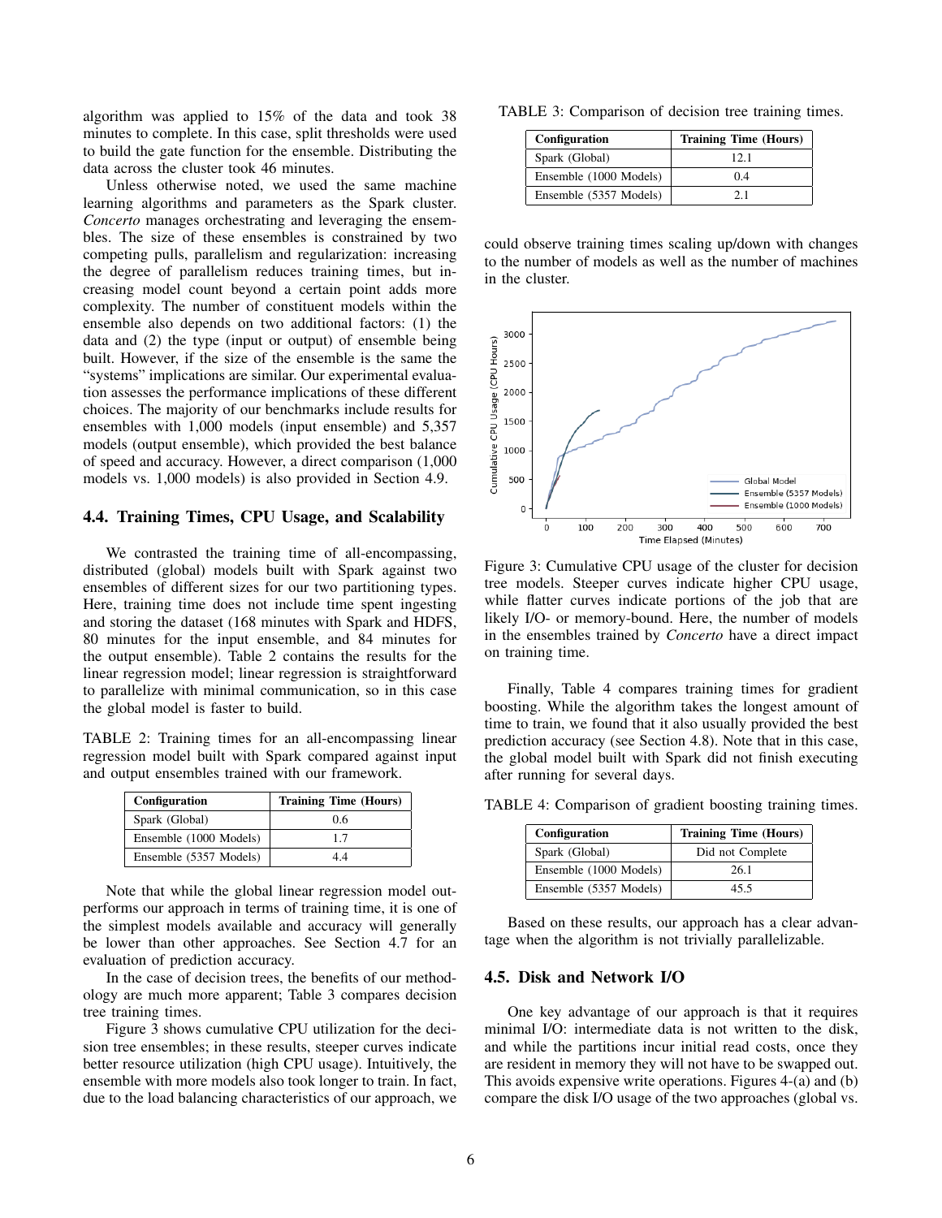algorithm was applied to 15% of the data and took 38 minutes to complete. In this case, split thresholds were used to build the gate function for the ensemble. Distributing the data across the cluster took 46 minutes.

Unless otherwise noted, we used the same machine learning algorithms and parameters as the Spark cluster. *Concerto* manages orchestrating and leveraging the ensembles. The size of these ensembles is constrained by two competing pulls, parallelism and regularization: increasing the degree of parallelism reduces training times, but increasing model count beyond a certain point adds more complexity. The number of constituent models within the ensemble also depends on two additional factors: (1) the data and (2) the type (input or output) of ensemble being built. However, if the size of the ensemble is the same the "systems" implications are similar. Our experimental evaluation assesses the performance implications of these different choices. The majority of our benchmarks include results for ensembles with 1,000 models (input ensemble) and 5,357 models (output ensemble), which provided the best balance of speed and accuracy. However, a direct comparison (1,000 models vs. 1,000 models) is also provided in Section 4.9.

## 4.4. Training Times, CPU Usage, and Scalability

We contrasted the training time of all-encompassing, distributed (global) models built with Spark against two ensembles of different sizes for our two partitioning types. Here, training time does not include time spent ingesting and storing the dataset (168 minutes with Spark and HDFS, 80 minutes for the input ensemble, and 84 minutes for the output ensemble). Table 2 contains the results for the linear regression model; linear regression is straightforward to parallelize with minimal communication, so in this case the global model is faster to build.

TABLE 2: Training times for an all-encompassing linear regression model built with Spark compared against input and output ensembles trained with our framework.

| Configuration | Training Time (Hours) |
|---|---|
| Spark (Global) | 0.6 |
| Ensemble (1000 Models) | 1.7 |
| Ensemble (5357 Models) | 4.4 |

Note that while the global linear regression model outperforms our approach in terms of training time, it is one of the simplest models available and accuracy will generally be lower than other approaches. See Section 4.7 for an evaluation of prediction accuracy.

In the case of decision trees, the benefits of our methodology are much more apparent; Table 3 compares decision tree training times.

Figure 3 shows cumulative CPU utilization for the decision tree ensembles; in these results, steeper curves indicate better resource utilization (high CPU usage). Intuitively, the ensemble with more models also took longer to train. In fact, due to the load balancing characteristics of our approach, we could observe training times scaling up/down with changes to the number of models as well as the number of machines in the cluster.

TABLE 3: Comparison of decision tree training times.

| Configuration | Training Time (Hours) |
|---|---|
| Spark (Global) | 12.1 |
| Ensemble (1000 Models) | 0.4 |
| Ensemble (5357 Models) | 2.1 |

Figure 3: Cumulative CPU usage of the cluster for decision tree models. Steeper curves indicate higher CPU usage, while flatter curves indicate portions of the job that are likely I/O- or memory-bound. Here, the number of models in the ensembles trained by *Concerto* have a direct impact on training time.

Finally, Table 4 compares training times for gradient boosting. While the algorithm takes the longest amount of time to train, we found that it also usually provided the best prediction accuracy (see Section 4.8). Note that in this case, the global model built with Spark did not finish executing after running for several days.

TABLE 4: Comparison of gradient boosting training times.

| Configuration | Training Time (Hours) |
|---|---|
| Spark (Global) | Did not Complete |
| Ensemble (1000 Models) | 26.1 |
| Ensemble (5357 Models) | 45.5 |

Based on these results, our approach has a clear advantage when the algorithm is not trivially parallelizable.

## 4.5. Disk and Network I/O

One key advantage of our approach is that it requires minimal I/O: intermediate data is not written to the disk, and while the partitions incur initial read costs, once they are resident in memory they will not have to be swapped out. This avoids expensive write operations. Figures 4-(a) and (b) compare the disk I/O usage of the two approaches (global vs.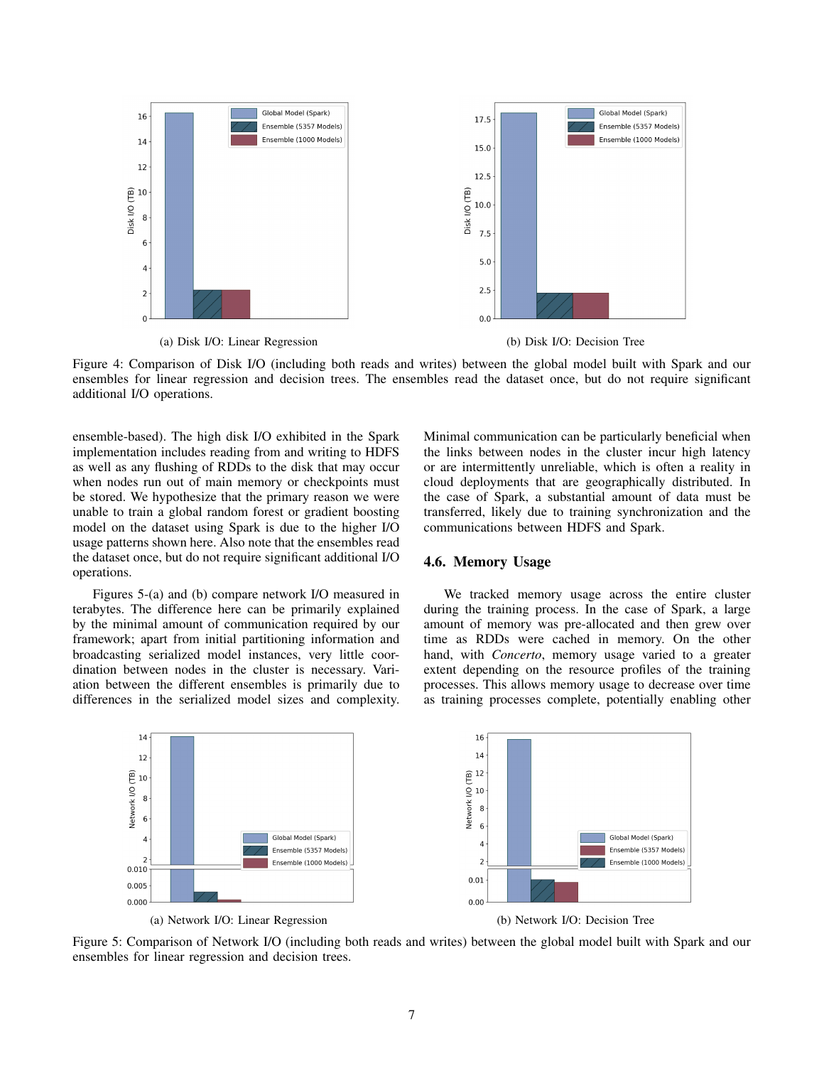(a) Disk I/O: Linear Regression

(b) Disk I/O: Decision Tree

Figure 4: Comparison of Disk I/O (including both reads and writes) between the global model built with Spark and our ensembles for linear regression and decision trees. The ensembles read the dataset once, but do not require significant additional I/O operations.

ensemble-based). The high disk I/O exhibited in the Spark implementation includes reading from and writing to HDFS as well as any flushing of RDDs to the disk that may occur when nodes run out of main memory or checkpoints must be stored. We hypothesize that the primary reason we were unable to train a global random forest or gradient boosting model on the dataset using Spark is due to the higher I/O usage patterns shown here. Also note that the ensembles read the dataset once, but do not require significant additional I/O operations.

Figures 5-(a) and (b) compare network I/O measured in terabytes. The difference here can be primarily explained by the minimal amount of communication required by our framework; apart from initial partitioning information and broadcasting serialized model instances, very little coordination between nodes in the cluster is necessary. Variation between the different ensembles is primarily due to differences in the serialized model sizes and complexity. Minimal communication can be particularly beneficial when the links between nodes in the cluster incur high latency or are intermittently unreliable, which is often a reality in cloud deployments that are geographically distributed. In the case of Spark, a substantial amount of data must be transferred, likely due to training synchronization and the communications between HDFS and Spark.

## 4.6. Memory Usage

We tracked memory usage across the entire cluster during the training process. In the case of Spark, a large amount of memory was pre-allocated and then grew over time as RDDs were cached in memory. On the other hand, with *Concerto*, memory usage varied to a greater extent depending on the resource profiles of the training processes. This allows memory usage to decrease over time as training processes complete, potentially enabling other

(a) Network I/O: Linear Regression

(b) Network I/O: Decision Tree

Figure 5: Comparison of Network I/O (including both reads and writes) between the global model built with Spark and our ensembles for linear regression and decision trees.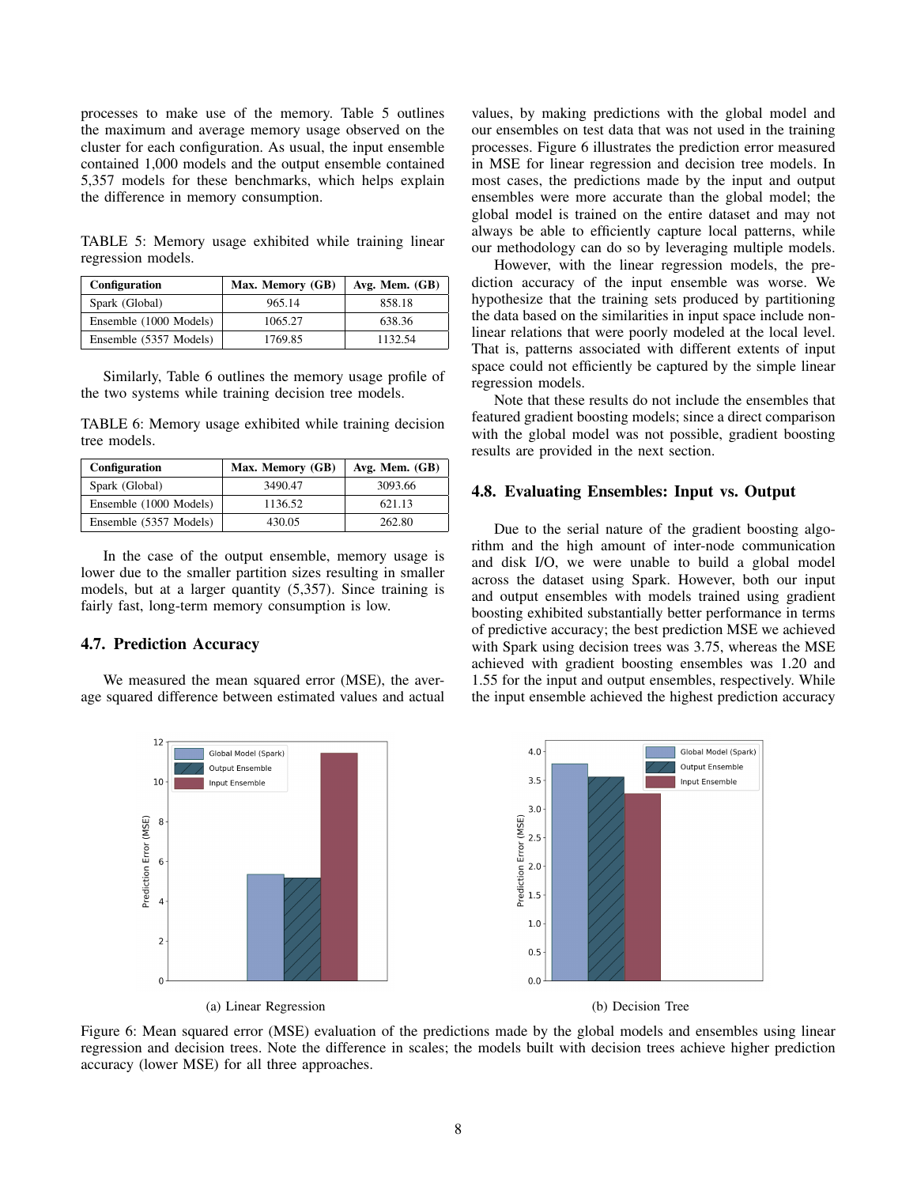processes to make use of the memory. Table 5 outlines the maximum and average memory usage observed on the cluster for each configuration. As usual, the input ensemble contained 1,000 models and the output ensemble contained 5,357 models for these benchmarks, which helps explain the difference in memory consumption.

TABLE 5: Memory usage exhibited while training linear regression models.

| Configuration | Max. Memory (GB) | Avg. Mem. (GB) |
|---|---|---|
| Spark (Global) | 965.14 | 858.18 |
| Ensemble (1000 Models) | 1065.27 | 638.36 |
| Ensemble (5357 Models) | 1769.85 | 1132.54 |

Similarly, Table 6 outlines the memory usage profile of the two systems while training decision tree models.

TABLE 6: Memory usage exhibited while training decision tree models.

| Configuration | Max. Memory (GB) | Avg. Mem. (GB) |
|---|---|---|
| Spark (Global) | 3490.47 | 3093.66 |
| Ensemble (1000 Models) | 1136.52 | 621.13 |
| Ensemble (5357 Models) | 430.05 | 262.80 |

In the case of the output ensemble, memory usage is lower due to the smaller partition sizes resulting in smaller models, but at a larger quantity (5,357). Since training is fairly fast, long-term memory consumption is low.

### 4.7. Prediction Accuracy

We measured the mean squared error (MSE), the average squared difference between estimated values and actual values, by making predictions with the global model and our ensembles on test data that was not used in the training processes. Figure 6 illustrates the prediction error measured in MSE for linear regression and decision tree models. In most cases, the predictions made by the input and output ensembles were more accurate than the global model; the global model is trained on the entire dataset and may not always be able to efficiently capture local patterns, while our methodology can do so by leveraging multiple models.

However, with the linear regression models, the prediction accuracy of the input ensemble was worse. We hypothesize that the training sets produced by partitioning the data based on the similarities in input space include non-linear relations that were poorly modeled at the local level. That is, patterns associated with different extents of input space could not efficiently be captured by the simple linear regression models.

Note that these results do not include the ensembles that featured gradient boosting models; since a direct comparison with the global model was not possible, gradient boosting results are provided in the next section.

### 4.8. Evaluating Ensembles: Input vs. Output

Due to the serial nature of the gradient boosting algorithm and the high amount of inter-node communication and disk I/O, we were unable to build a global model across the dataset using Spark. However, both our input and output ensembles with models trained using gradient boosting exhibited substantially better performance in terms of predictive accuracy; the best prediction MSE we achieved with Spark using decision trees was 3.75, whereas the MSE achieved with gradient boosting ensembles was 1.20 and 1.55 for the input and output ensembles, respectively. While the input ensemble achieved the highest prediction accuracy

(a) Linear Regression

(b) Decision Tree

Figure 6: Mean squared error (MSE) evaluation of the predictions made by the global models and ensembles using linear regression and decision trees. Note the difference in scales; the models built with decision trees achieve higher prediction accuracy (lower MSE) for all three approaches.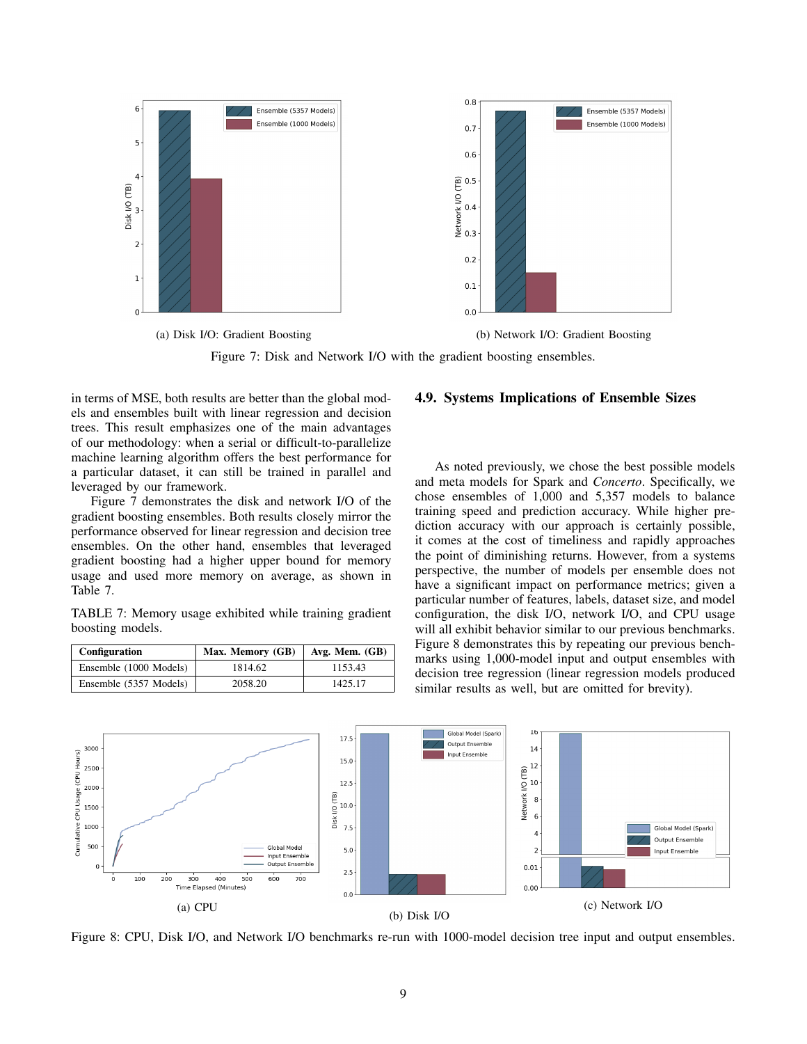(a) Disk I/O: Gradient Boosting

(b) Network I/O: Gradient Boosting

Figure 7: Disk and Network I/O with the gradient boosting ensembles.

in terms of MSE, both results are better than the global models and ensembles built with linear regression and decision trees. This result emphasizes one of the main advantages of our methodology: when a serial or difficult-to-parallelize machine learning algorithm offers the best performance for a particular dataset, it can still be trained in parallel and leveraged by our framework.

Figure 7 demonstrates the disk and network I/O of the gradient boosting ensembles. Both results closely mirror the performance observed for linear regression and decision tree ensembles. On the other hand, ensembles that leveraged gradient boosting had a higher upper bound for memory usage and used more memory on average, as shown in Table 7.

TABLE 7: Memory usage exhibited while training gradient boosting models.

| Configuration | Max. Memory (GB) | Avg. Mem. (GB) |
|---|---|---|
| Ensemble (1000 Models) | 1814.62 | 1153.43 |
| Ensemble (5357 Models) | 2058.20 | 1425.17 |

## 4.9. Systems Implications of Ensemble Sizes

As noted previously, we chose the best possible models and meta models for Spark and *Concerto*. Specifically, we chose ensembles of 1,000 and 5,357 models to balance training speed and prediction accuracy. While higher prediction accuracy with our approach is certainly possible, it comes at the cost of timeliness and rapidly approaches the point of diminishing returns. However, from a systems perspective, the number of models per ensemble does not have a significant impact on performance metrics; given a particular number of features, labels, dataset size, and model configuration, the disk I/O, network I/O, and CPU usage will all exhibit behavior similar to our previous benchmarks. Figure 8 demonstrates this by repeating our previous benchmarks using 1,000-model input and output ensembles with decision tree regression (linear regression models produced similar results as well, but are omitted for brevity).

(a) CPU

(b) Disk I/O

(c) Network I/O

Figure 8: CPU, Disk I/O, and Network I/O benchmarks re-run with 1000-model decision tree input and output ensembles.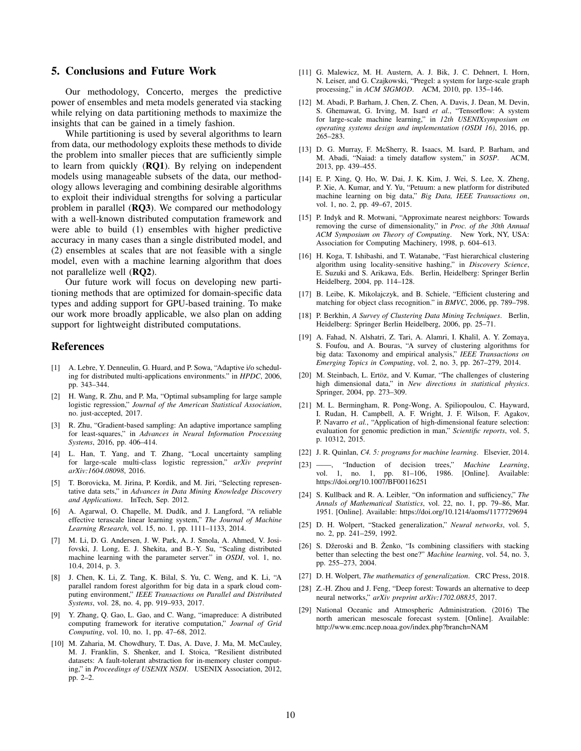## 5. Conclusions and Future Work

Our methodology, Concerto, merges the predictive power of ensembles and meta models generated via stacking while relying on data partitioning methods to maximize the insights that can be gained in a timely fashion.

While partitioning is used by several algorithms to learn from data, our methodology exploits these methods to divide the problem into smaller pieces that are sufficiently simple to learn from quickly (**RQ1**). By relying on independent models using manageable subsets of the data, our methodology allows leveraging and combining desirable algorithms to exploit their individual strengths for solving a particular problem in parallel (**RQ3**). We compared our methodology with a well-known distributed computation framework and were able to build (1) ensembles with higher predictive accuracy in many cases than a single distributed model, and (2) ensembles at scales that are not feasible with a single model, even with a machine learning algorithm that does not parallelize well (**RQ2**).

Our future work will focus on developing new partitioning methods that are optimized for domain-specific data types and adding support for GPU-based training. To make our work more broadly applicable, we also plan on adding support for lightweight distributed computations.

## References

[1] A. Lebre, Y. Denneulin, G. Huard, and P. Sowa, "Adaptive i/o scheduling for distributed multi-applications environments." in *HPDC*, 2006, pp. 343–344.

[2] H. Wang, R. Zhu, and P. Ma, "Optimal subsampling for large sample logistic regression," *Journal of the American Statistical Association*, no. just-accepted, 2017.

[3] R. Zhu, "Gradient-based sampling: An adaptive importance sampling for least-squares," in *Advances in Neural Information Processing Systems*, 2016, pp. 406–414.

[4] L. Han, T. Yang, and T. Zhang, "Local uncertainty sampling for large-scale multi-class logistic regression," *arXiv preprint arXiv:1604.08098*, 2016.

[5] T. Borovicka, M. Jirina, P. Kordik, and M. Jiri, "Selecting representative data sets," in *Advances in Data Mining Knowledge Discovery and Applications*. InTech, Sep. 2012.

[6] A. Agarwal, O. Chapelle, M. Dudík, and J. Langford, "A reliable effective terascale linear learning system," *The Journal of Machine Learning Research*, vol. 15, no. 1, pp. 1111–1133, 2014.

[7] M. Li, D. G. Andersen, J. W. Park, A. J. Smola, A. Ahmed, V. Josifovski, J. Long, E. J. Shekita, and B.-Y. Su, "Scaling distributed machine learning with the parameter server." in *OSDI*, vol. 1, no. 10.4, 2014, p. 3.

[8] J. Chen, K. Li, Z. Tang, K. Bilal, S. Yu, C. Weng, and K. Li, "A parallel random forest algorithm for big data in a spark cloud computing environment," *IEEE Transactions on Parallel and Distributed Systems*, vol. 28, no. 4, pp. 919–933, 2017.

[9] Y. Zhang, Q. Gao, L. Gao, and C. Wang, "imapreduce: A distributed computing framework for iterative computation," *Journal of Grid Computing*, vol. 10, no. 1, pp. 47–68, 2012.

[10] M. Zaharia, M. Chowdhury, T. Das, A. Dave, J. Ma, M. McCauley, M. J. Franklin, S. Shenker, and I. Stoica, "Resilient distributed datasets: A fault-tolerant abstraction for in-memory cluster computing," in *Proceedings of USENIX NSDI*. USENIX Association, 2012, pp. 2–2.

[11] G. Malewicz, M. H. Austern, A. J. Bik, J. C. Dehnert, I. Horn, N. Leiser, and G. Czajkowski, "Pregel: a system for large-scale graph processing," in *ACM SIGMOD*. ACM, 2010, pp. 135–146.

[12] M. Abadi, P. Barham, J. Chen, Z. Chen, A. Davis, J. Dean, M. Devin, S. Ghemawat, G. Irving, M. Isard *et al.*, "Tensorflow: A system for large-scale machine learning," in *12th USENIXsymposium on operating systems design and implementation (OSDI 16)*, 2016, pp. 265–283.

[13] D. G. Murray, F. McSherry, R. Isaacs, M. Isard, P. Barham, and M. Abadi, "Naiad: a timely dataflow system," in *SOSP*. ACM, 2013, pp. 439–455.

[14] E. P. Xing, Q. Ho, W. Dai, J. K. Kim, J. Wei, S. Lee, X. Zheng, P. Xie, A. Kumar, and Y. Yu, "Petuum: a new platform for distributed machine learning on big data," *Big Data, IEEE Transactions on*, vol. 1, no. 2, pp. 49–67, 2015.

[15] P. Indyk and R. Motwani, "Approximate nearest neighbors: Towards removing the curse of dimensionality," in *Proc. of the 30th Annual ACM Symposium on Theory of Computing*. New York, NY, USA: Association for Computing Machinery, 1998, p. 604–613.

[16] H. Koga, T. Ishibashi, and T. Watanabe, "Fast hierarchical clustering algorithm using locality-sensitive hashing," in *Discovery Science*, E. Suzuki and S. Arikawa, Eds. Berlin, Heidelberg: Springer Berlin Heidelberg, 2004, pp. 114–128.

[17] B. Leibe, K. Mikolajczyk, and B. Schiele, "Efficient clustering and matching for object class recognition." in *BMVC*, 2006, pp. 789–798.

[18] P. Berkhin, *A Survey of Clustering Data Mining Techniques*. Berlin, Heidelberg: Springer Berlin Heidelberg, 2006, pp. 25–71.

[19] A. Fahad, N. Alshatri, Z. Tari, A. Alamri, I. Khalil, A. Y. Zomaya, S. Foufou, and A. Bouras, "A survey of clustering algorithms for big data: Taxonomy and empirical analysis," *IEEE Transactions on Emerging Topics in Computing*, vol. 2, no. 3, pp. 267–279, 2014.

[20] M. Steinbach, L. Ertöz, and V. Kumar, "The challenges of clustering high dimensional data," in *New directions in statistical physics*. Springer, 2004, pp. 273–309.

[21] M. L. Bermingham, R. Pong-Wong, A. Spiliopoulou, C. Hayward, I. Rudan, H. Campbell, A. F. Wright, J. F. Wilson, F. Agakov, P. Navarro *et al.*, "Application of high-dimensional feature selection: evaluation for genomic prediction in man," *Scientific reports*, vol. 5, p. 10312, 2015.

[22] J. R. Quinlan, *C4. 5: programs for machine learning*. Elsevier, 2014.

[23] ——, "Induction of decision trees," *Machine Learning*, vol. 1, no. 1, pp. 81–106, 1986. [Online]. Available: https://doi.org/10.1007/BF00116251

[24] S. Kullback and R. A. Leibler, "On information and sufficiency," *The Annals of Mathematical Statistics*, vol. 22, no. 1, pp. 79–86, Mar. 1951. [Online]. Available: https://doi.org/10.1214/aoms/1177729694

[25] D. H. Wolpert, "Stacked generalization," *Neural networks*, vol. 5, no. 2, pp. 241–259, 1992.

[26] S. Džeroski and B. Ženko, "Is combining classifiers with stacking better than selecting the best one?" *Machine learning*, vol. 54, no. 3, pp. 255–273, 2004.

[27] D. H. Wolpert, *The mathematics of generalization*. CRC Press, 2018.

[28] Z.-H. Zhou and J. Feng, "Deep forest: Towards an alternative to deep neural networks," *arXiv preprint arXiv:1702.08835*, 2017.

[29] National Oceanic and Atmospheric Administration. (2016) The north american mesoscale forecast system. [Online]. Available: http://www.emc.ncep.noaa.gov/index.php?branch=NAM